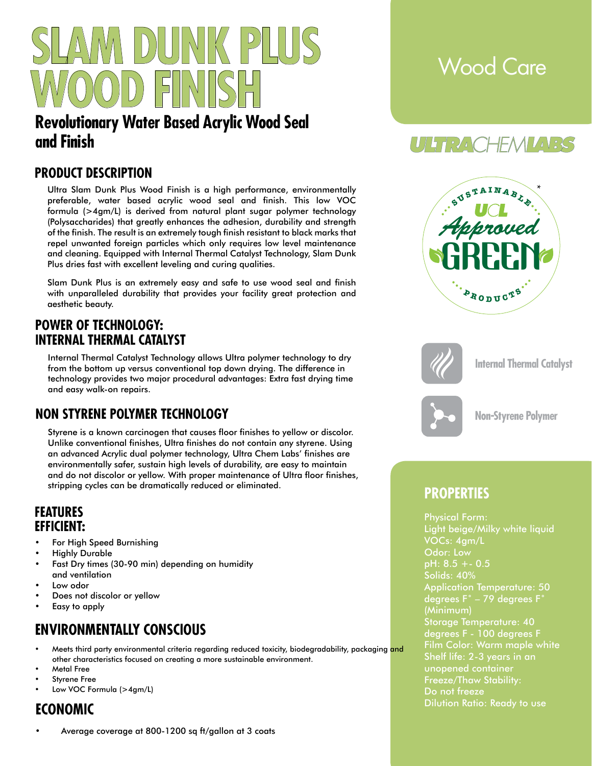# SLAM DUNK PLUS WOOD FINISH

## Revolutionary Water Based Acrylic Wood Seal and Finish

Wood Care

ULTRACHEMLABS

SUSTAINABLE UCL Approved GREEN PRODUCTS *

## PRODUCT DESCRIPTION

Ultra Slam Dunk Plus Wood Finish is a high performance, environmentally preferable, water based acrylic wood seal and finish. This low VOC formula (>4gm/L) is derived from natural plant sugar polymer technology (Polysaccharides) that greatly enhances the adhesion, durability and strength of the finish. The result is an extremely tough finish resistant to black marks that repel unwanted foreign particles which only requires low level maintenance and cleaning. Equipped with Internal Thermal Catalyst Technology, Slam Dunk Plus dries fast with excellent leveling and curing qualities.

Slam Dunk Plus is an extremely easy and safe to use wood seal and finish with unparalleled durability that provides your facility great protection and aesthetic beauty.

## POWER OF TECHNOLOGY: INTERNAL THERMAL CATALYST

Internal Thermal Catalyst Technology allows Ultra polymer technology to dry from the bottom up versus conventional top down drying. The difference in technology provides two major procedural advantages: Extra fast drying time and easy walk-on repairs.

## NON STYRENE POLYMER TECHNOLOGY

Styrene is a known carcinogen that causes floor finishes to yellow or discolor. Unlike conventional finishes, Ultra finishes do not contain any styrene. Using an advanced Acrylic dual polymer technology, Ultra Chem Labs' finishes are environmentally safer, sustain high levels of durability, are easy to maintain and do not discolor or yellow. With proper maintenance of Ultra floor finishes, stripping cycles can be dramatically reduced or eliminated.

Internal Thermal Catalyst

Non-Styrene Polymer

## FEATURES
## EFFICIENT:

- For High Speed Burnishing
- Highly Durable
- Fast Dry times (30-90 min) depending on humidity and ventilation
- Low odor
- Does not discolor or yellow
- Easy to apply

## ENVIRONMENTALLY CONSCIOUS

- Meets third party environmental criteria regarding reduced toxicity, biodegradability, packaging and other characteristics focused on creating a more sustainable environment.
- Metal Free
- Styrene Free
- Low VOC Formula (>4gm/L)

## ECONOMIC

- Average coverage at 800-1200 sq ft/gallon at 3 coats

## PROPERTIES

Physical Form: Light beige/Milky white liquid
VOCs: 4gm/L
Odor: Low
pH: 8.5 +- 0.5
Solids: 40%
Application Temperature: 50 degrees F° – 79 degrees F° (Minimum)
Storage Temperature: 40 degrees F - 100 degrees F
Film Color: Warm maple white
Shelf life: 2-3 years in an unopened container
Freeze/Thaw Stability: Do not freeze
Dilution Ratio: Ready to use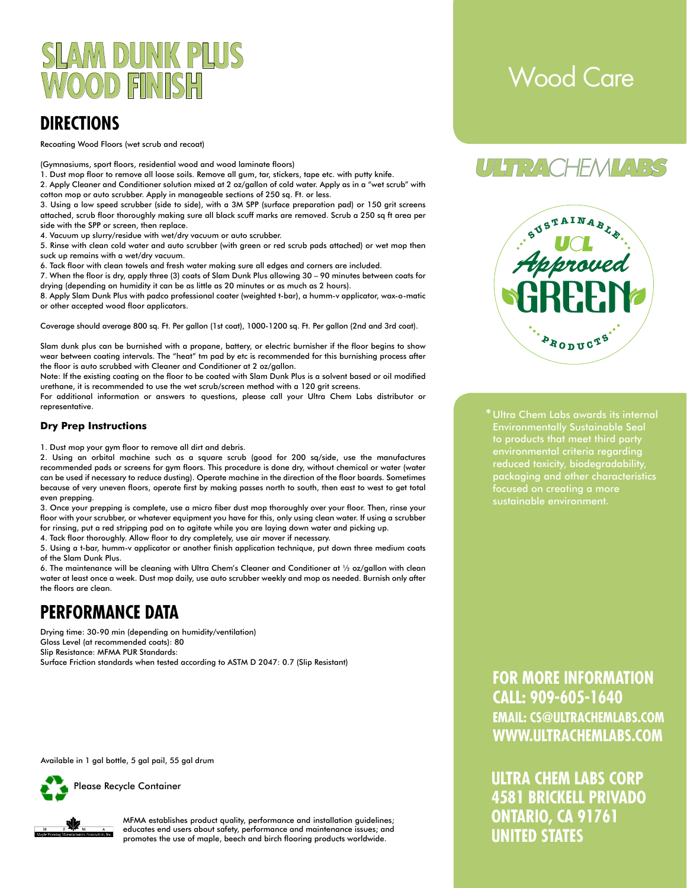# SLAM DUNK PLUS WOOD FINISH

## DIRECTIONS

Recoating Wood Floors (wet scrub and recoat)

(Gymnasiums, sport floors, residential wood and wood laminate floors)

1. Dust mop floor to remove all loose soils. Remove all gum, tar, stickers, tape etc. with putty knife.
2. Apply Cleaner and Conditioner solution mixed at 2 oz/gallon of cold water. Apply as in a "wet scrub" with cotton mop or auto scrubber. Apply in manageable sections of 250 sq. Ft. or less.
3. Using a low speed scrubber (side to side), with a 3M SPP (surface preparation pad) or 150 grit screens attached, scrub floor thoroughly making sure all black scuff marks are removed. Scrub a 250 sq ft area per side with the SPP or screen, then replace.
4. Vacuum up slurry/residue with wet/dry vacuum or auto scrubber.
5. Rinse with clean cold water and auto scrubber (with green or red scrub pads attached) or wet mop then suck up remains with a wet/dry vacuum.
6. Tack floor with clean towels and fresh water making sure all edges and corners are included.
7. When the floor is dry, apply three (3) coats of Slam Dunk Plus allowing 30 – 90 minutes between coats for drying (depending on humidity it can be as little as 20 minutes or as much as 2 hours).
8. Apply Slam Dunk Plus with padco professional coater (weighted t-bar), a humm-v applicator, wax-o-matic or other accepted wood floor applicators.

Coverage should average 800 sq. Ft. Per gallon (1st coat), 1000-1200 sq. Ft. Per gallon (2nd and 3rd coat).

Slam dunk plus can be burnished with a propane, battery, or electric burnisher if the floor begins to show wear between coating intervals. The "heat" tm pad by etc is recommended for this burnishing process after the floor is auto scrubbed with Cleaner and Conditioner at 2 oz/gallon.

Note: If the existing coating on the floor to be coated with Slam Dunk Plus is a solvent based or oil modified urethane, it is recommended to use the wet scrub/screen method with a 120 grit screens.

For additional information or answers to questions, please call your Ultra Chem Labs distributor or representative.

### Dry Prep Instructions

1. Dust mop your gym floor to remove all dirt and debris.
2. Using an orbital machine such as a square scrub (good for 200 sq/side, use the manufactures recommended pads or screens for gym floors. This procedure is done dry, without chemical or water (water can be used if necessary to reduce dusting). Operate machine in the direction of the floor boards. Sometimes because of very uneven floors, operate first by making passes north to south, then east to west to get total even prepping.
3. Once your prepping is complete, use a micro fiber dust mop thoroughly over your floor. Then, rinse your floor with your scrubber, or whatever equipment you have for this, only using clean water. If using a scrubber for rinsing, put a red stripping pad on to agitate while you are laying down water and picking up.
4. Tack floor thoroughly. Allow floor to dry completely, use air mover if necessary.
5. Using a t-bar, humm-v applicator or another finish application technique, put down three medium coats of the Slam Dunk Plus.
6. The maintenance will be cleaning with Ultra Chem's Cleaner and Conditioner at ½ oz/gallon with clean water at least once a week. Dust mop daily, use auto scrubber weekly and mop as needed. Burnish only after the floors are clean.

## PERFORMANCE DATA

Drying time: 30-90 min (depending on humidity/ventilation)
Gloss Level (at recommended coats): 80
Slip Resistance: MFMA PUR Standards:
Surface Friction standards when tested according to ASTM D 2047: 0.7 (Slip Resistant)

Available in 1 gal bottle, 5 gal pail, 55 gal drum

Please Recycle Container

MFMA establishes product quality, performance and installation guidelines; educates end users about safety, performance and maintenance issues; and promotes the use of maple, beech and birch flooring products worldwide.

# Wood Care

ULTRACHEMLABS

SUSTAINABLE UCL Approved GREEN PRODUCTS

*Ultra Chem Labs awards its internal Environmentally Sustainable Seal to products that meet third party environmental criteria regarding reduced toxicity, biodegradability, packaging and other characteristics focused on creating a more sustainable environment.

**FOR MORE INFORMATION**
**CALL: 909-605-1640**
**EMAIL: CS@ULTRACHEMLABS.COM**
**WWW.ULTRACHEMLABS.COM**

**ULTRA CHEM LABS CORP**
**4581 BRICKELL PRIVADO**
**ONTARIO, CA 91761**
**UNITED STATES**